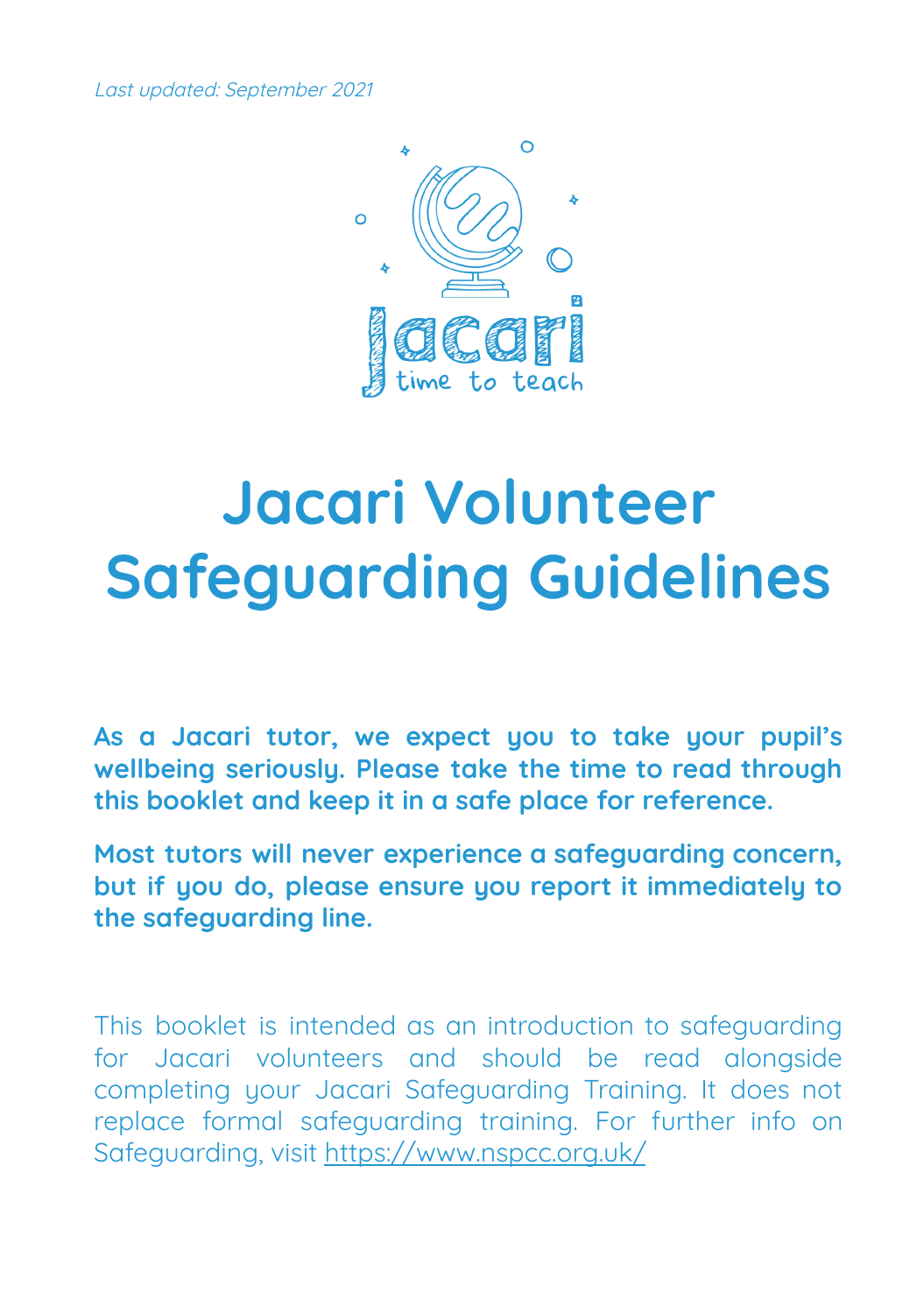*Last updated: September 2021*

Jacari

time to teach

# Jacari Volunteer Safeguarding Guidelines

**As a Jacari tutor, we expect you to take your pupil's wellbeing seriously. Please take the time to read through this booklet and keep it in a safe place for reference.**

**Most tutors will never experience a safeguarding concern, but if you do, please ensure you report it immediately to the safeguarding line.**

This booklet is intended as an introduction to safeguarding for Jacari volunteers and should be read alongside completing your Jacari Safeguarding Training. It does not replace formal safeguarding training. For further info on Safeguarding, visit https://www.nspcc.org.uk/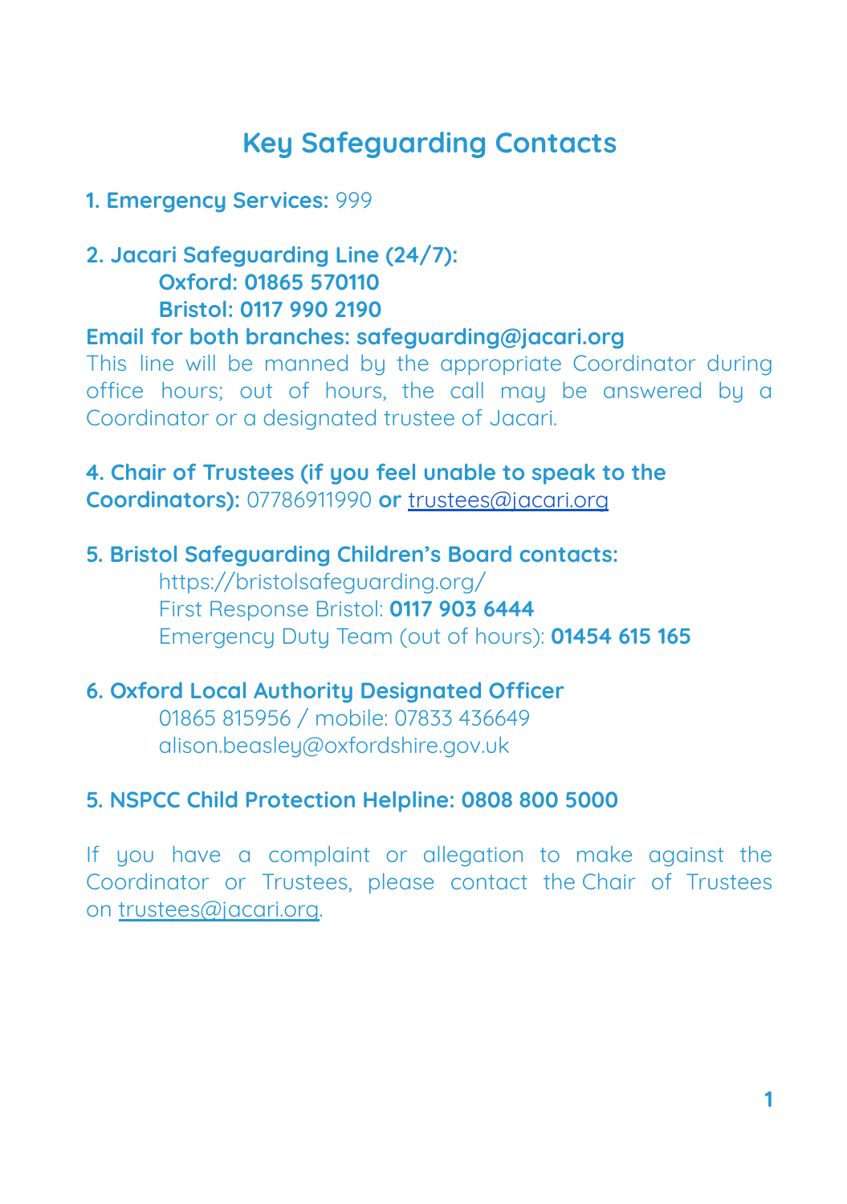# Key Safeguarding Contacts

**1. Emergency Services:** 999

**2. Jacari Safeguarding Line (24/7):**
**Oxford: 01865 570110**
**Bristol: 0117 990 2190**
**Email for both branches: safeguarding@jacari.org**
This line will be manned by the appropriate Coordinator during office hours; out of hours, the call may be answered by a Coordinator or a designated trustee of Jacari.

**4. Chair of Trustees (if you feel unable to speak to the Coordinators):** 07786911990 **or** trustees@jacari.org

**5. Bristol Safeguarding Children's Board contacts:**
https://bristolsafeguarding.org/
First Response Bristol: **0117 903 6444**
Emergency Duty Team (out of hours): **01454 615 165**

**6. Oxford Local Authority Designated Officer**
01865 815956 / mobile: 07833 436649
alison.beasley@oxfordshire.gov.uk

**5. NSPCC Child Protection Helpline: 0808 800 5000**

If you have a complaint or allegation to make against the Coordinator or Trustees, please contact the Chair of Trustees on trustees@jacari.org.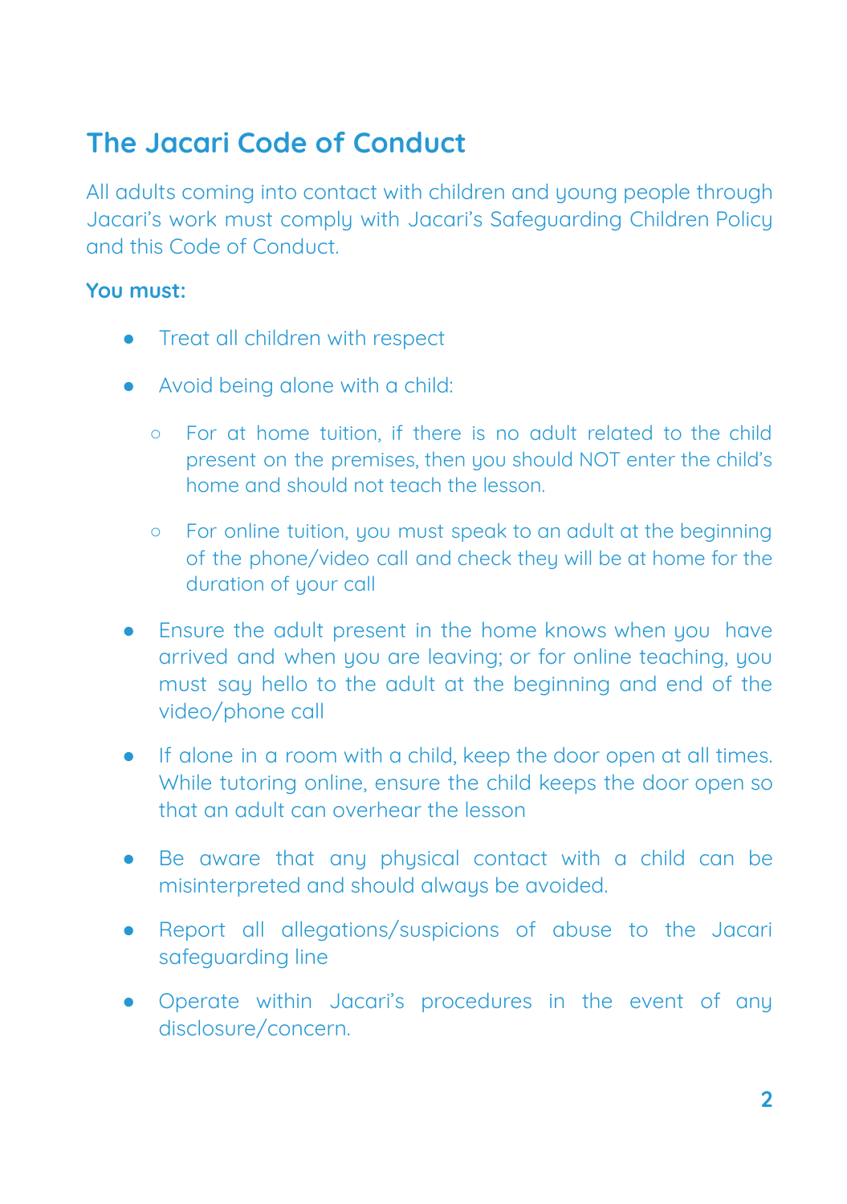## The Jacari Code of Conduct

All adults coming into contact with children and young people through Jacari's work must comply with Jacari's Safeguarding Children Policy and this Code of Conduct.

**You must:**

- Treat all children with respect
- Avoid being alone with a child:
  - For at home tuition, if there is no adult related to the child present on the premises, then you should NOT enter the child's home and should not teach the lesson.
  - For online tuition, you must speak to an adult at the beginning of the phone/video call and check they will be at home for the duration of your call
- Ensure the adult present in the home knows when you have arrived and when you are leaving; or for online teaching, you must say hello to the adult at the beginning and end of the video/phone call
- If alone in a room with a child, keep the door open at all times. While tutoring online, ensure the child keeps the door open so that an adult can overhear the lesson
- Be aware that any physical contact with a child can be misinterpreted and should always be avoided.
- Report all allegations/suspicions of abuse to the Jacari safeguarding line
- Operate within Jacari's procedures in the event of any disclosure/concern.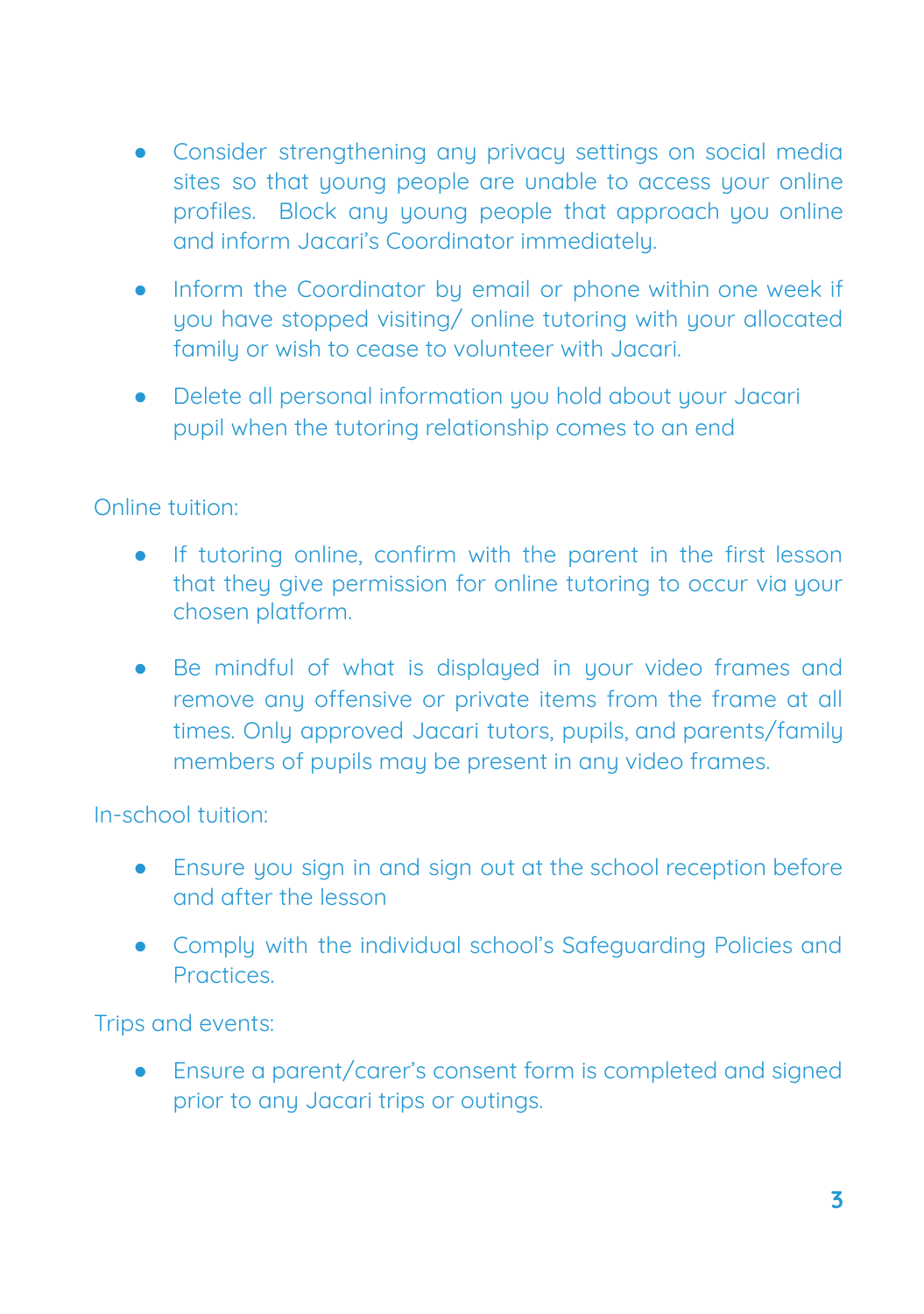- Consider strengthening any privacy settings on social media sites so that young people are unable to access your online profiles. Block any young people that approach you online and inform Jacari's Coordinator immediately.

- Inform the Coordinator by email or phone within one week if you have stopped visiting/ online tutoring with your allocated family or wish to cease to volunteer with Jacari.

- Delete all personal information you hold about your Jacari pupil when the tutoring relationship comes to an end

Online tuition:

- If tutoring online, confirm with the parent in the first lesson that they give permission for online tutoring to occur via your chosen platform.

- Be mindful of what is displayed in your video frames and remove any offensive or private items from the frame at all times. Only approved Jacari tutors, pupils, and parents/family members of pupils may be present in any video frames.

In-school tuition:

- Ensure you sign in and sign out at the school reception before and after the lesson

- Comply with the individual school's Safeguarding Policies and Practices.

Trips and events:

- Ensure a parent/carer's consent form is completed and signed prior to any Jacari trips or outings.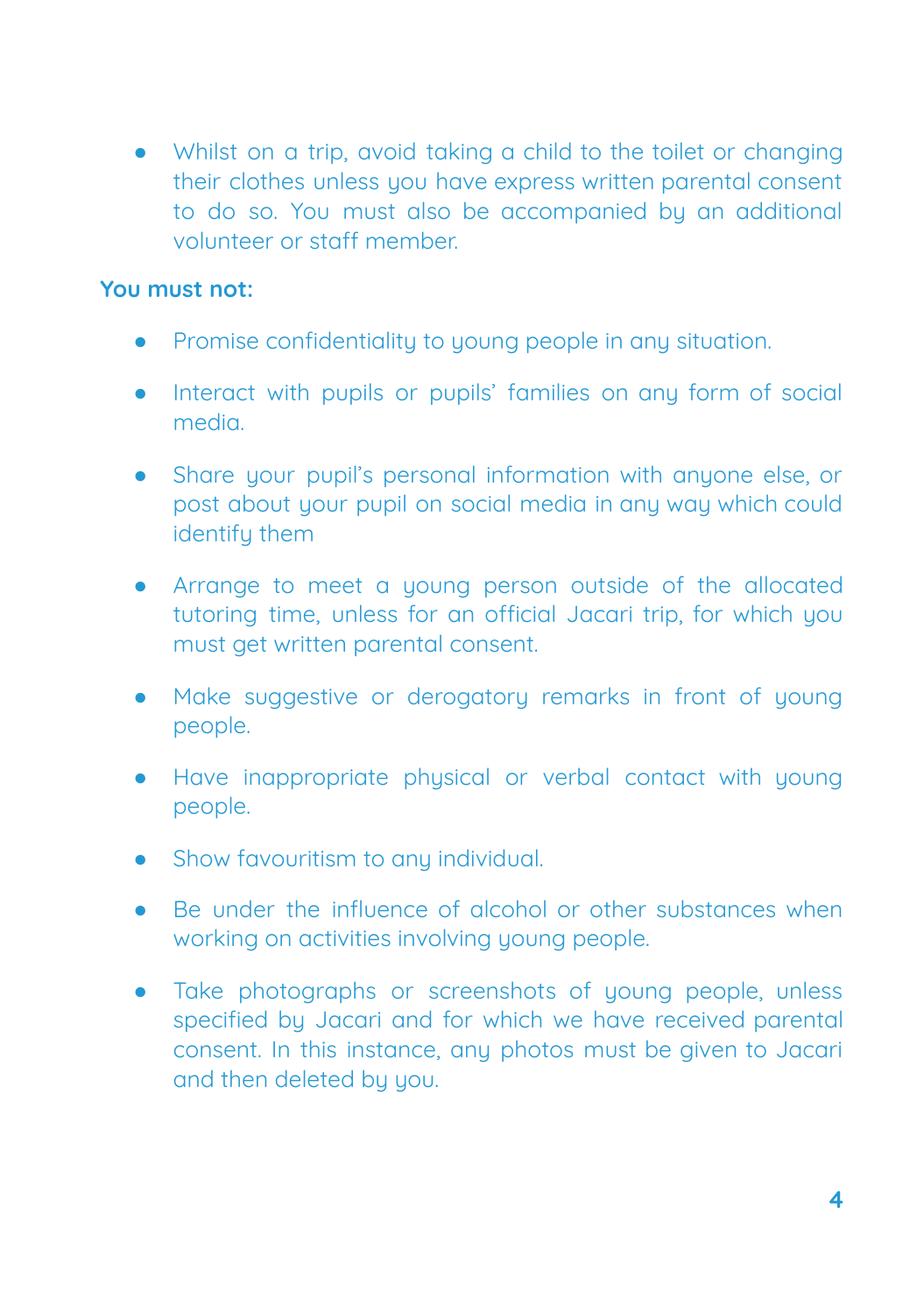- Whilst on a trip, avoid taking a child to the toilet or changing their clothes unless you have express written parental consent to do so. You must also be accompanied by an additional volunteer or staff member.

**You must not:**

- Promise confidentiality to young people in any situation.
- Interact with pupils or pupils' families on any form of social media.
- Share your pupil's personal information with anyone else, or post about your pupil on social media in any way which could identify them
- Arrange to meet a young person outside of the allocated tutoring time, unless for an official Jacari trip, for which you must get written parental consent.
- Make suggestive or derogatory remarks in front of young people.
- Have inappropriate physical or verbal contact with young people.
- Show favouritism to any individual.
- Be under the influence of alcohol or other substances when working on activities involving young people.
- Take photographs or screenshots of young people, unless specified by Jacari and for which we have received parental consent. In this instance, any photos must be given to Jacari and then deleted by you.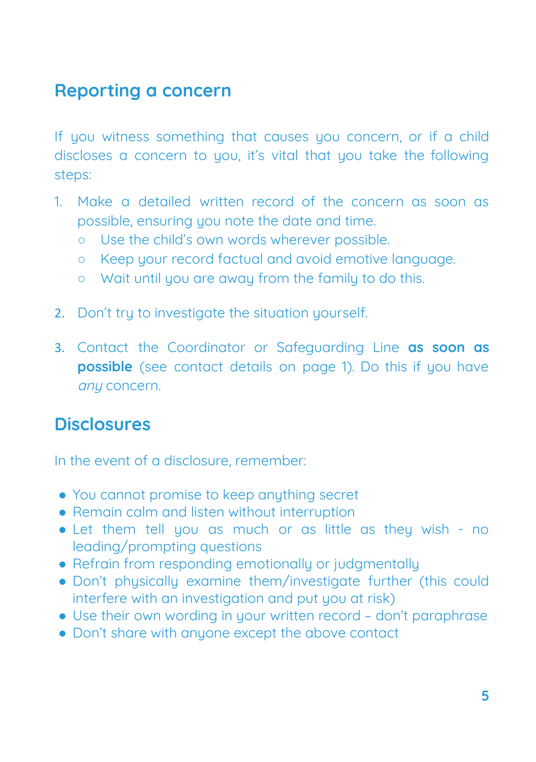## Reporting a concern

If you witness something that causes you concern, or if a child discloses a concern to you, it's vital that you take the following steps:

1. Make a detailed written record of the concern as soon as possible, ensuring you note the date and time.
    - Use the child's own words wherever possible.
    - Keep your record factual and avoid emotive language.
    - Wait until you are away from the family to do this.

2. Don't try to investigate the situation yourself.

3. Contact the Coordinator or Safeguarding Line **as soon as possible** (see contact details on page 1). Do this if you have *any* concern.

## Disclosures

In the event of a disclosure, remember:

- You cannot promise to keep anything secret
- Remain calm and listen without interruption
- Let them tell you as much or as little as they wish - no leading/prompting questions
- Refrain from responding emotionally or judgmentally
- Don't physically examine them/investigate further (this could interfere with an investigation and put you at risk)
- Use their own wording in your written record – don't paraphrase
- Don't share with anyone except the above contact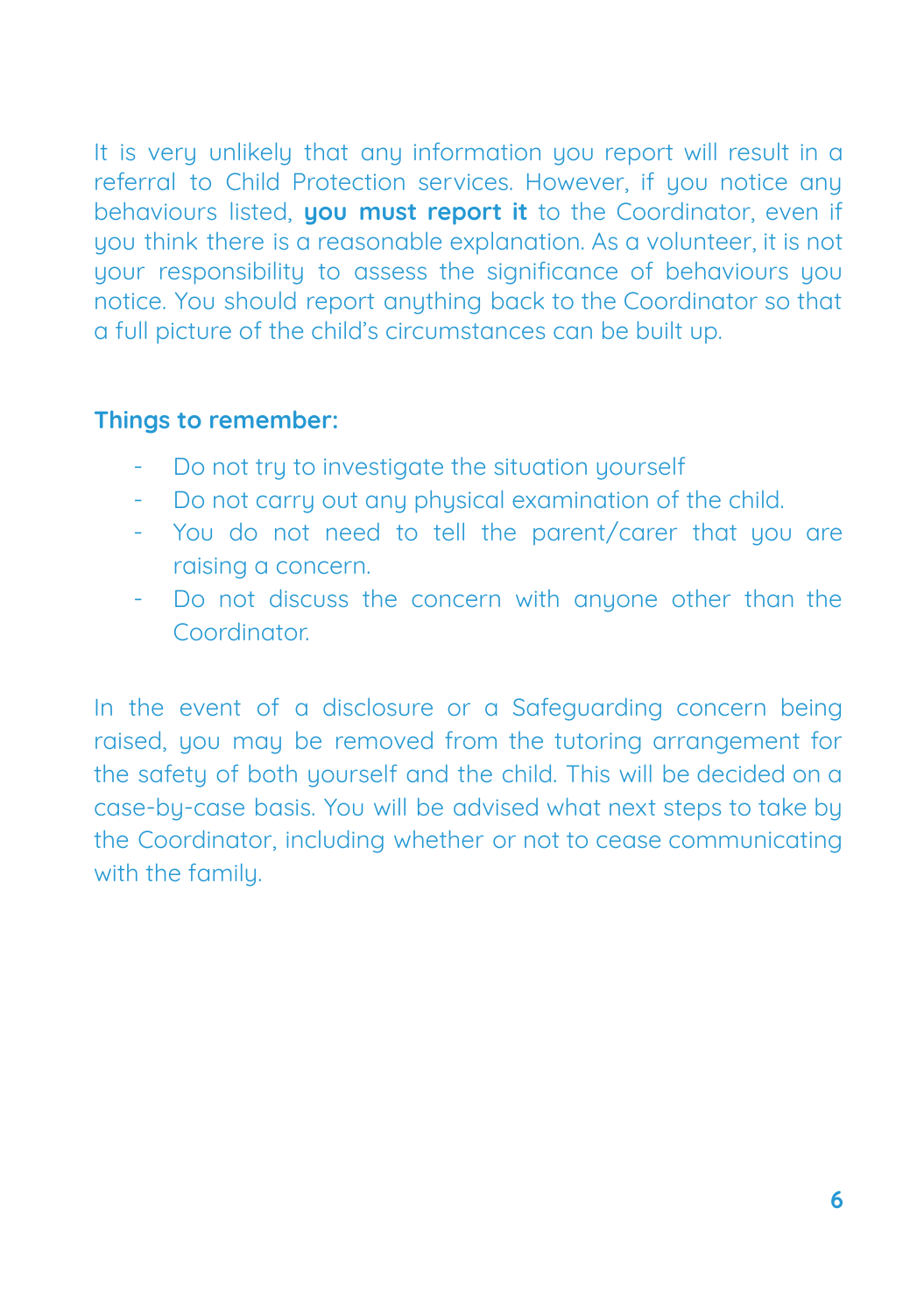It is very unlikely that any information you report will result in a referral to Child Protection services. However, if you notice any behaviours listed, **you must report it** to the Coordinator, even if you think there is a reasonable explanation. As a volunteer, it is not your responsibility to assess the significance of behaviours you notice. You should report anything back to the Coordinator so that a full picture of the child's circumstances can be built up.

**Things to remember:**

- Do not try to investigate the situation yourself
- Do not carry out any physical examination of the child.
- You do not need to tell the parent/carer that you are raising a concern.
- Do not discuss the concern with anyone other than the Coordinator.

In the event of a disclosure or a Safeguarding concern being raised, you may be removed from the tutoring arrangement for the safety of both yourself and the child. This will be decided on a case-by-case basis. You will be advised what next steps to take by the Coordinator, including whether or not to cease communicating with the family.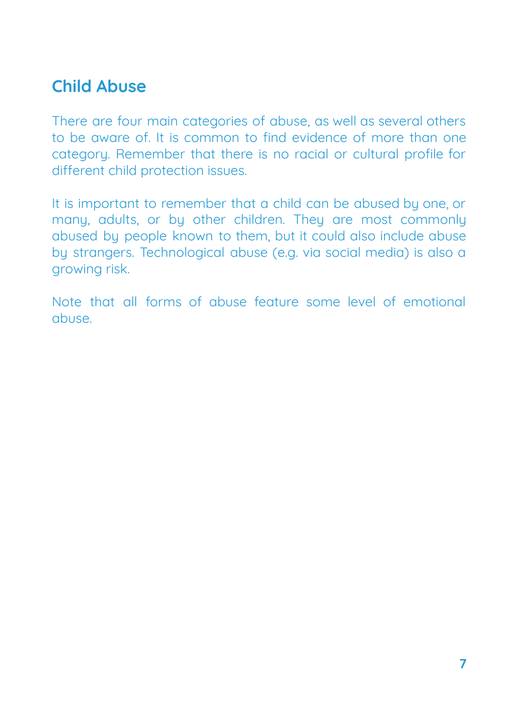## Child Abuse

There are four main categories of abuse, as well as several others to be aware of. It is common to find evidence of more than one category. Remember that there is no racial or cultural profile for different child protection issues.

It is important to remember that a child can be abused by one, or many, adults, or by other children. They are most commonly abused by people known to them, but it could also include abuse by strangers. Technological abuse (e.g. via social media) is also a growing risk.

Note that all forms of abuse feature some level of emotional abuse.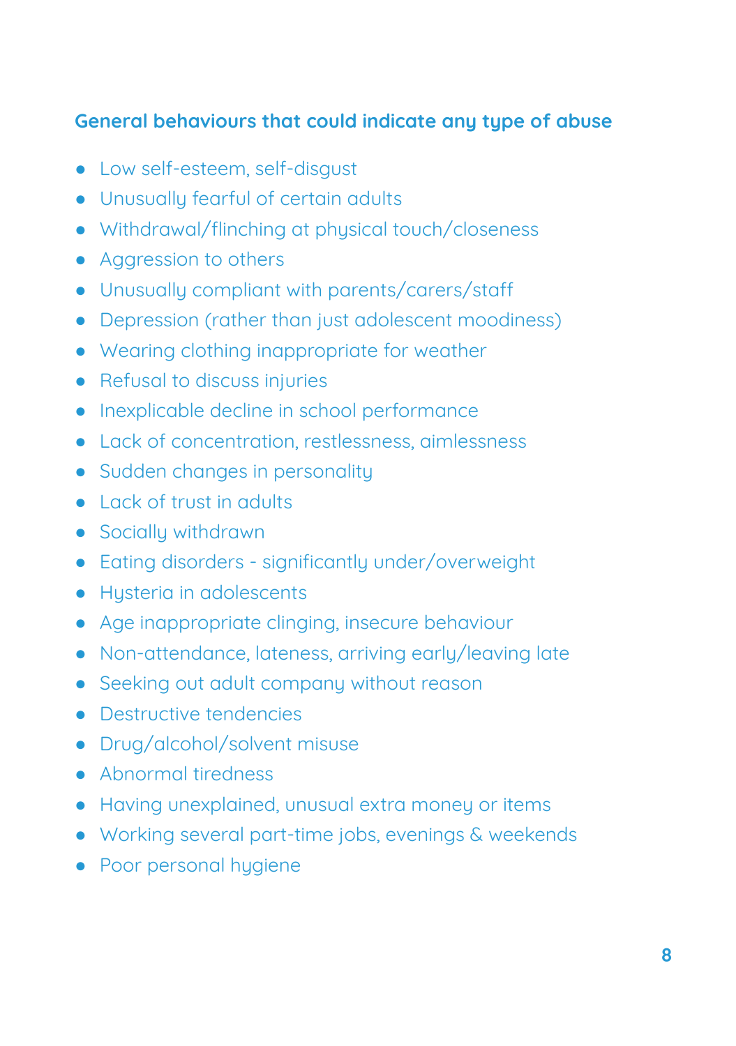### General behaviours that could indicate any type of abuse

- Low self-esteem, self-disgust
- Unusually fearful of certain adults
- Withdrawal/flinching at physical touch/closeness
- Aggression to others
- Unusually compliant with parents/carers/staff
- Depression (rather than just adolescent moodiness)
- Wearing clothing inappropriate for weather
- Refusal to discuss injuries
- Inexplicable decline in school performance
- Lack of concentration, restlessness, aimlessness
- Sudden changes in personality
- Lack of trust in adults
- Socially withdrawn
- Eating disorders - significantly under/overweight
- Hysteria in adolescents
- Age inappropriate clinging, insecure behaviour
- Non-attendance, lateness, arriving early/leaving late
- Seeking out adult company without reason
- Destructive tendencies
- Drug/alcohol/solvent misuse
- Abnormal tiredness
- Having unexplained, unusual extra money or items
- Working several part-time jobs, evenings & weekends
- Poor personal hygiene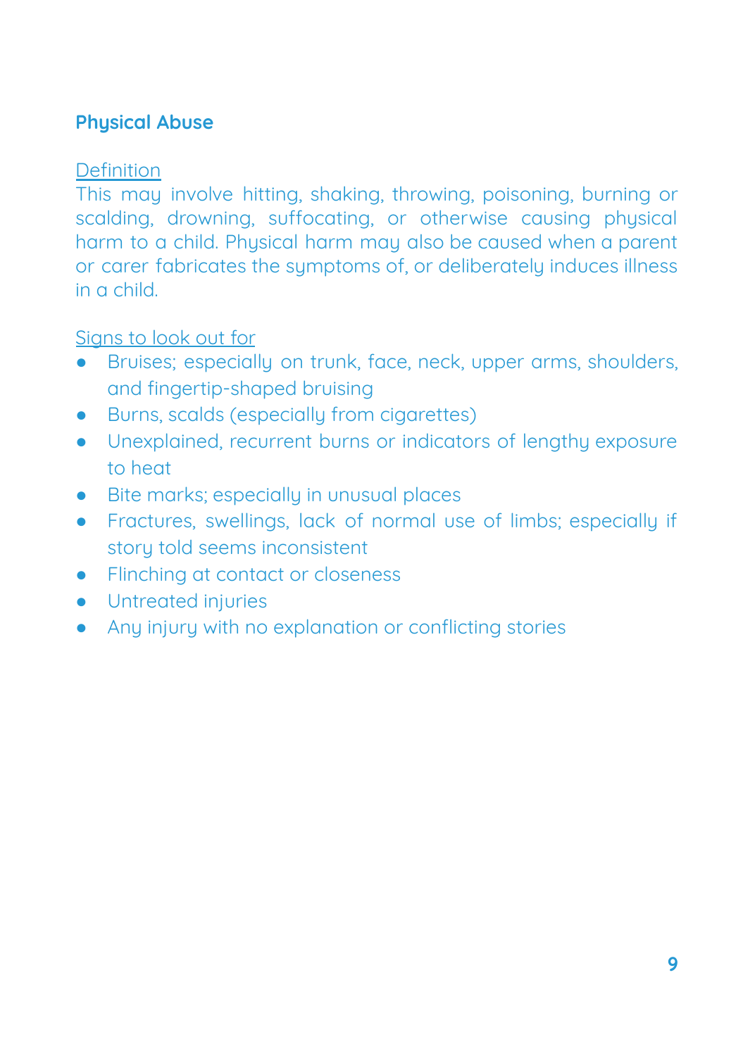## Physical Abuse

Definition

This may involve hitting, shaking, throwing, poisoning, burning or scalding, drowning, suffocating, or otherwise causing physical harm to a child. Physical harm may also be caused when a parent or carer fabricates the symptoms of, or deliberately induces illness in a child.

Signs to look out for

- Bruises; especially on trunk, face, neck, upper arms, shoulders, and fingertip-shaped bruising
- Burns, scalds (especially from cigarettes)
- Unexplained, recurrent burns or indicators of lengthy exposure to heat
- Bite marks; especially in unusual places
- Fractures, swellings, lack of normal use of limbs; especially if story told seems inconsistent
- Flinching at contact or closeness
- Untreated injuries
- Any injury with no explanation or conflicting stories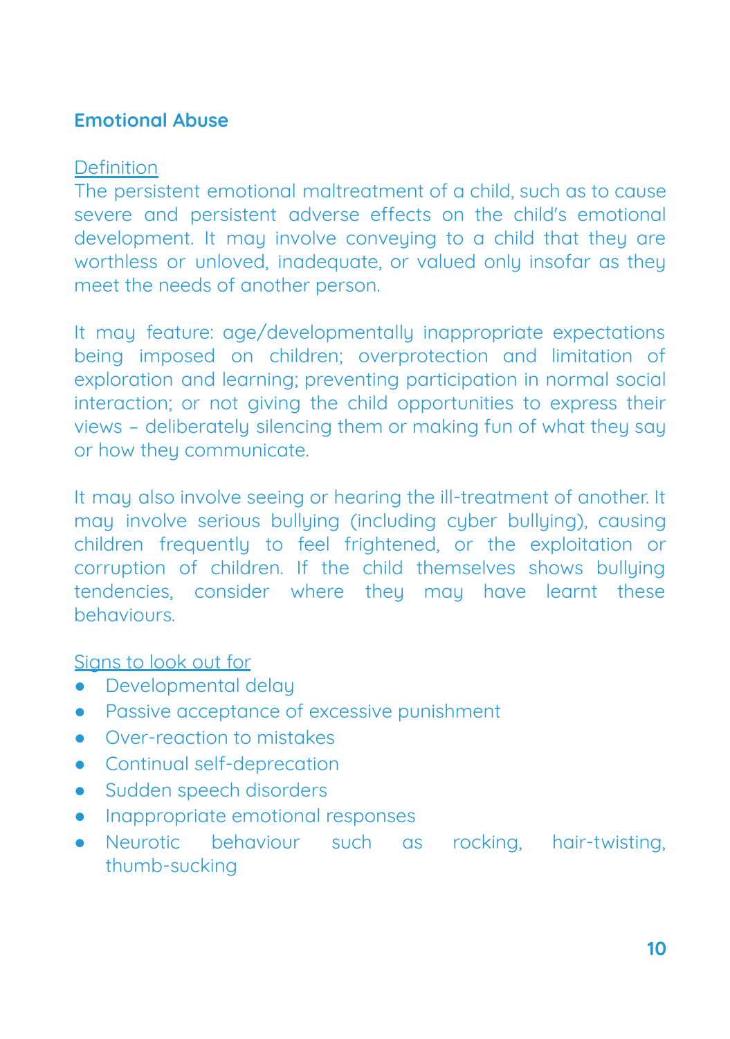## Emotional Abuse

Definition

The persistent emotional maltreatment of a child, such as to cause severe and persistent adverse effects on the child's emotional development. It may involve conveying to a child that they are worthless or unloved, inadequate, or valued only insofar as they meet the needs of another person.

It may feature: age/developmentally inappropriate expectations being imposed on children; overprotection and limitation of exploration and learning; preventing participation in normal social interaction; or not giving the child opportunities to express their views – deliberately silencing them or making fun of what they say or how they communicate.

It may also involve seeing or hearing the ill-treatment of another. It may involve serious bullying (including cyber bullying), causing children frequently to feel frightened, or the exploitation or corruption of children. If the child themselves shows bullying tendencies, consider where they may have learnt these behaviours.

Signs to look out for

- Developmental delay
- Passive acceptance of excessive punishment
- Over-reaction to mistakes
- Continual self-deprecation
- Sudden speech disorders
- Inappropriate emotional responses
- Neurotic behaviour such as rocking, hair-twisting, thumb-sucking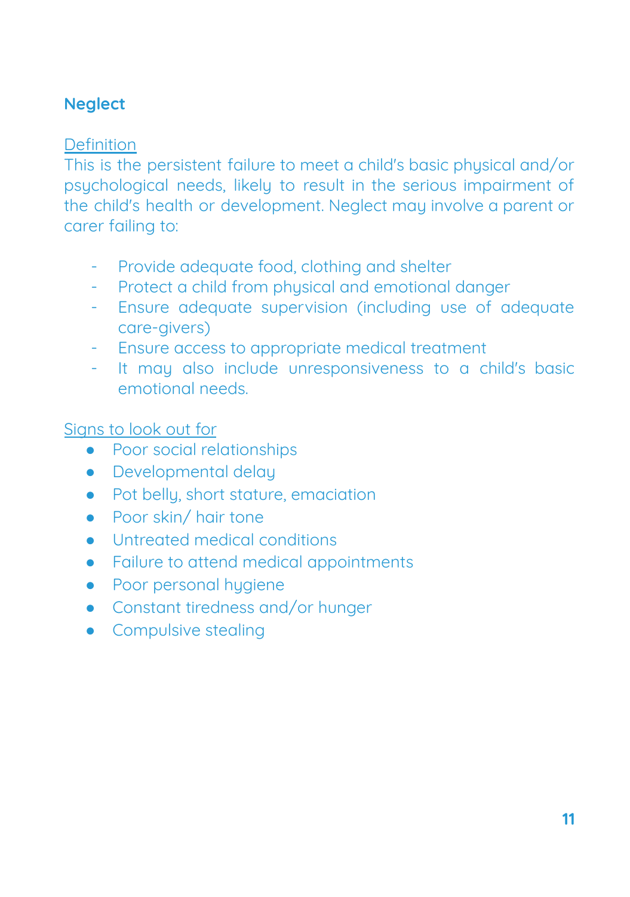## Neglect

Definition

This is the persistent failure to meet a child's basic physical and/or psychological needs, likely to result in the serious impairment of the child's health or development. Neglect may involve a parent or carer failing to:

- Provide adequate food, clothing and shelter
- Protect a child from physical and emotional danger
- Ensure adequate supervision (including use of adequate care-givers)
- Ensure access to appropriate medical treatment
- It may also include unresponsiveness to a child's basic emotional needs.

Signs to look out for

- Poor social relationships
- Developmental delay
- Pot belly, short stature, emaciation
- Poor skin/ hair tone
- Untreated medical conditions
- Failure to attend medical appointments
- Poor personal hygiene
- Constant tiredness and/or hunger
- Compulsive stealing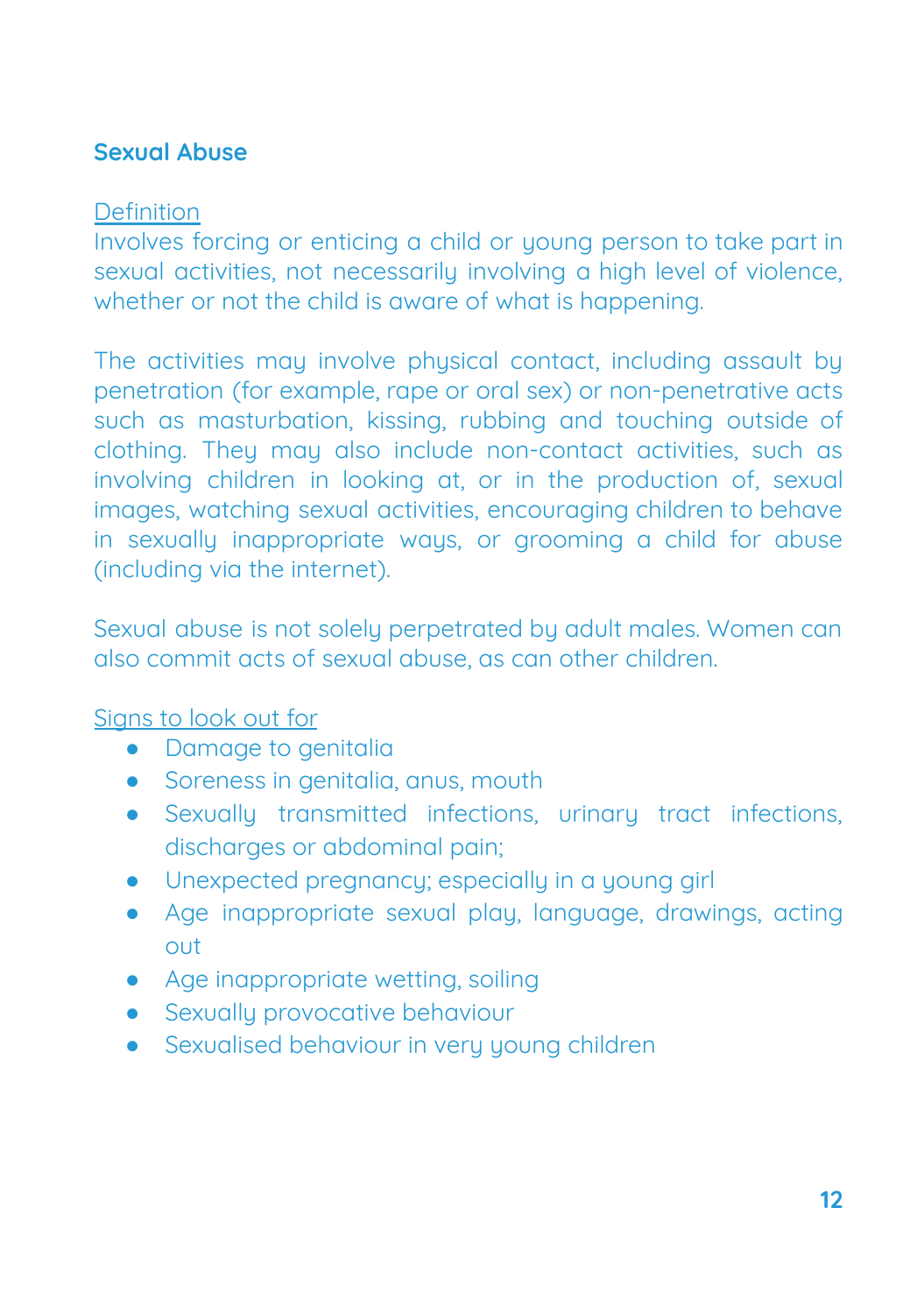## Sexual Abuse

Definition

Involves forcing or enticing a child or young person to take part in sexual activities, not necessarily involving a high level of violence, whether or not the child is aware of what is happening.

The activities may involve physical contact, including assault by penetration (for example, rape or oral sex) or non-penetrative acts such as masturbation, kissing, rubbing and touching outside of clothing. They may also include non-contact activities, such as involving children in looking at, or in the production of, sexual images, watching sexual activities, encouraging children to behave in sexually inappropriate ways, or grooming a child for abuse (including via the internet).

Sexual abuse is not solely perpetrated by adult males. Women can also commit acts of sexual abuse, as can other children.

Signs to look out for

- Damage to genitalia
- Soreness in genitalia, anus, mouth
- Sexually transmitted infections, urinary tract infections, discharges or abdominal pain;
- Unexpected pregnancy; especially in a young girl
- Age inappropriate sexual play, language, drawings, acting out
- Age inappropriate wetting, soiling
- Sexually provocative behaviour
- Sexualised behaviour in very young children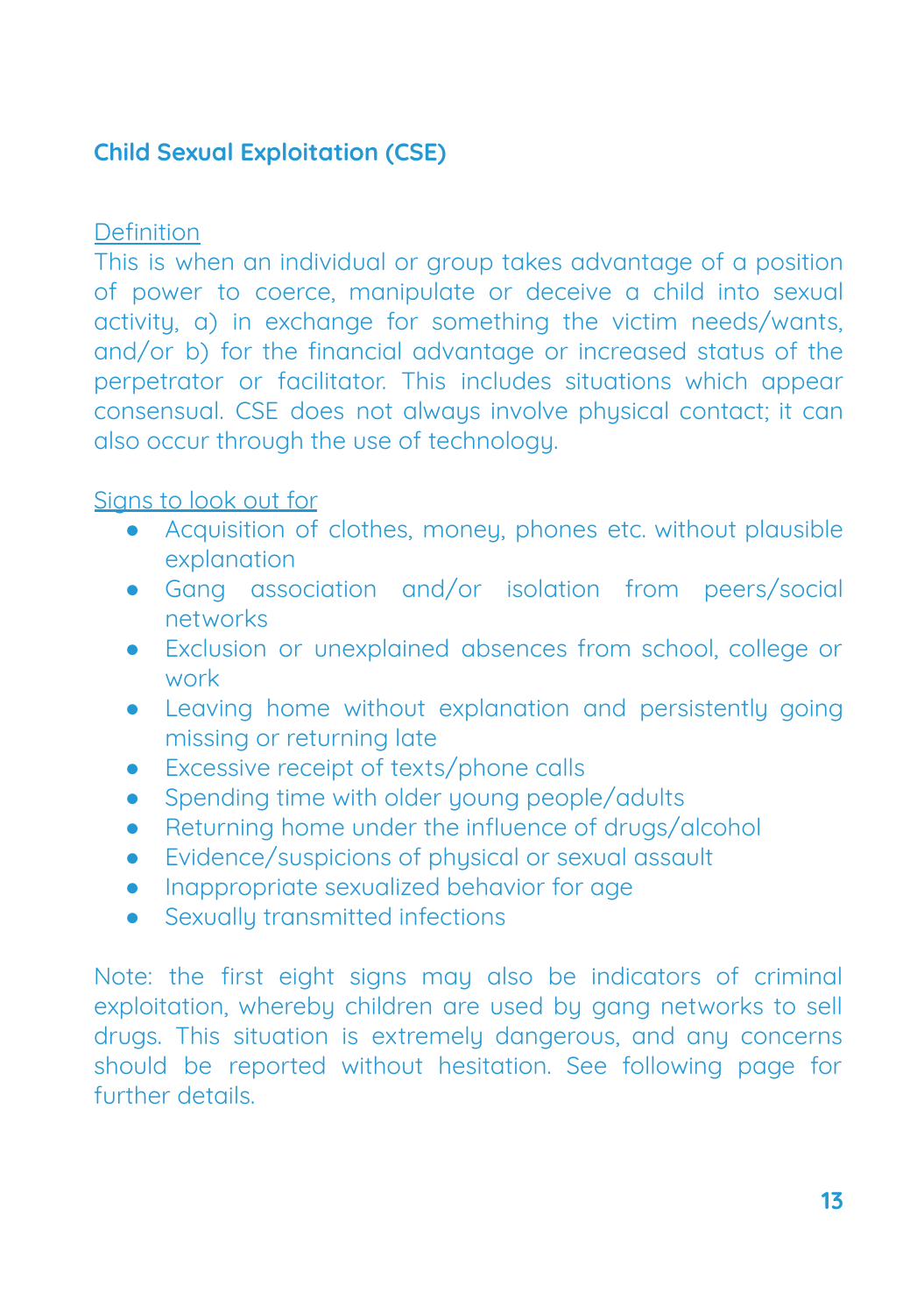## Child Sexual Exploitation (CSE)

Definition

This is when an individual or group takes advantage of a position of power to coerce, manipulate or deceive a child into sexual activity, a) in exchange for something the victim needs/wants, and/or b) for the financial advantage or increased status of the perpetrator or facilitator. This includes situations which appear consensual. CSE does not always involve physical contact; it can also occur through the use of technology.

Signs to look out for

- Acquisition of clothes, money, phones etc. without plausible explanation
- Gang association and/or isolation from peers/social networks
- Exclusion or unexplained absences from school, college or work
- Leaving home without explanation and persistently going missing or returning late
- Excessive receipt of texts/phone calls
- Spending time with older young people/adults
- Returning home under the influence of drugs/alcohol
- Evidence/suspicions of physical or sexual assault
- Inappropriate sexualized behavior for age
- Sexually transmitted infections

Note: the first eight signs may also be indicators of criminal exploitation, whereby children are used by gang networks to sell drugs. This situation is extremely dangerous, and any concerns should be reported without hesitation. See following page for further details.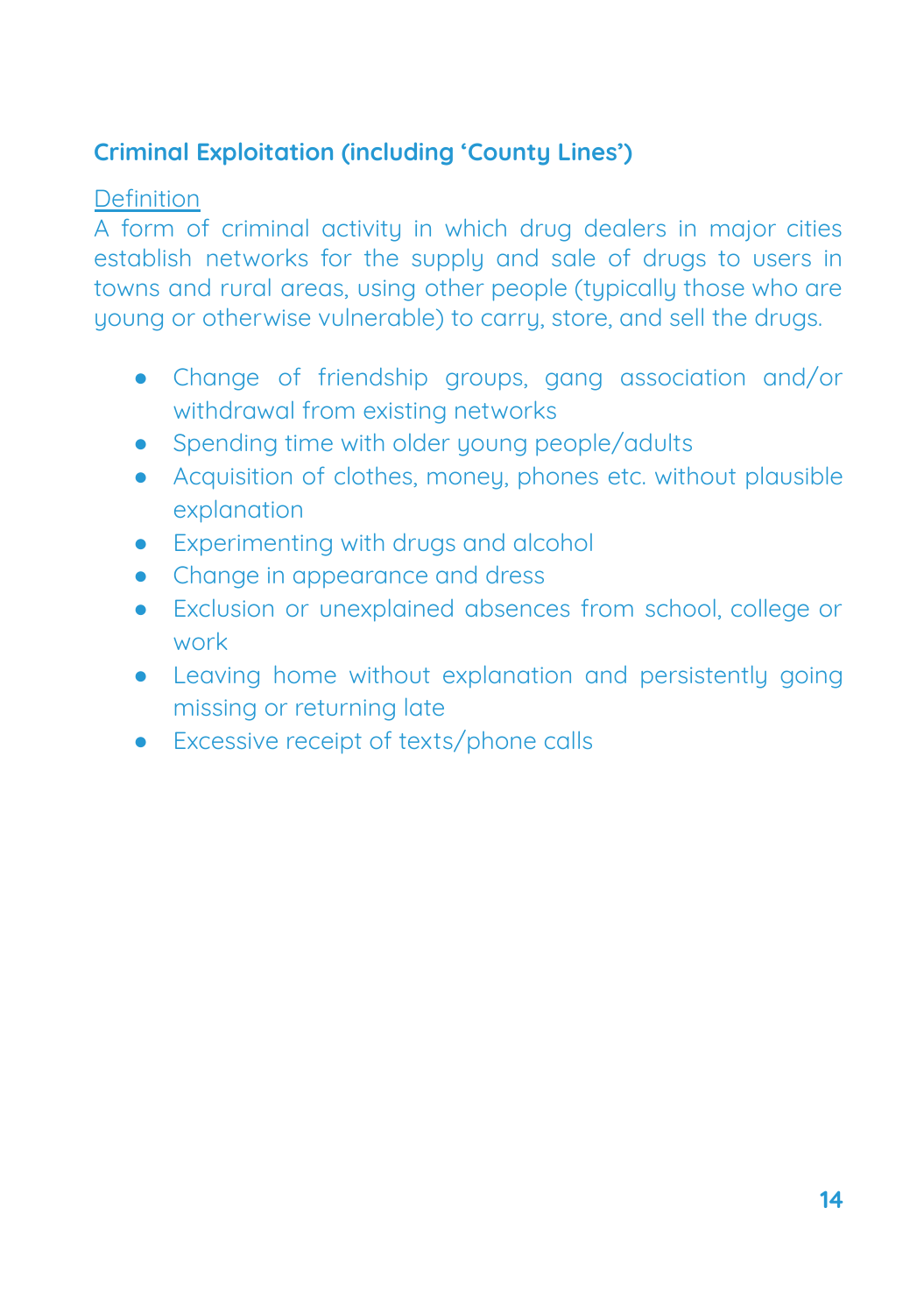### Criminal Exploitation (including 'County Lines')

Definition
A form of criminal activity in which drug dealers in major cities establish networks for the supply and sale of drugs to users in towns and rural areas, using other people (typically those who are young or otherwise vulnerable) to carry, store, and sell the drugs.

- Change of friendship groups, gang association and/or withdrawal from existing networks
- Spending time with older young people/adults
- Acquisition of clothes, money, phones etc. without plausible explanation
- Experimenting with drugs and alcohol
- Change in appearance and dress
- Exclusion or unexplained absences from school, college or work
- Leaving home without explanation and persistently going missing or returning late
- Excessive receipt of texts/phone calls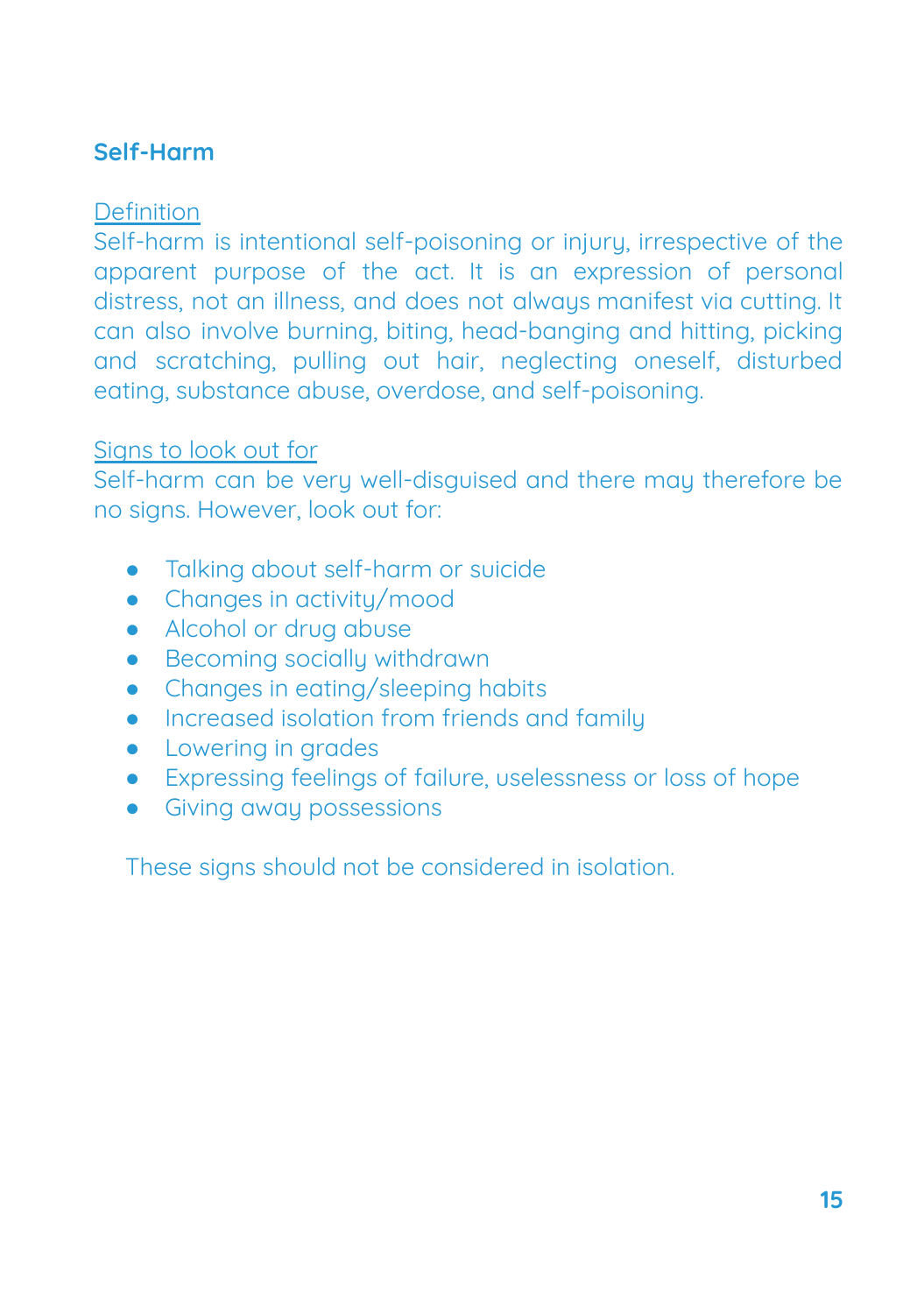## Self-Harm

<u>Definition</u>
Self-harm is intentional self-poisoning or injury, irrespective of the apparent purpose of the act. It is an expression of personal distress, not an illness, and does not always manifest via cutting. It can also involve burning, biting, head-banging and hitting, picking and scratching, pulling out hair, neglecting oneself, disturbed eating, substance abuse, overdose, and self-poisoning.

<u>Signs to look out for</u>
Self-harm can be very well-disguised and there may therefore be no signs. However, look out for:

- Talking about self-harm or suicide
- Changes in activity/mood
- Alcohol or drug abuse
- Becoming socially withdrawn
- Changes in eating/sleeping habits
- Increased isolation from friends and family
- Lowering in grades
- Expressing feelings of failure, uselessness or loss of hope
- Giving away possessions

These signs should not be considered in isolation.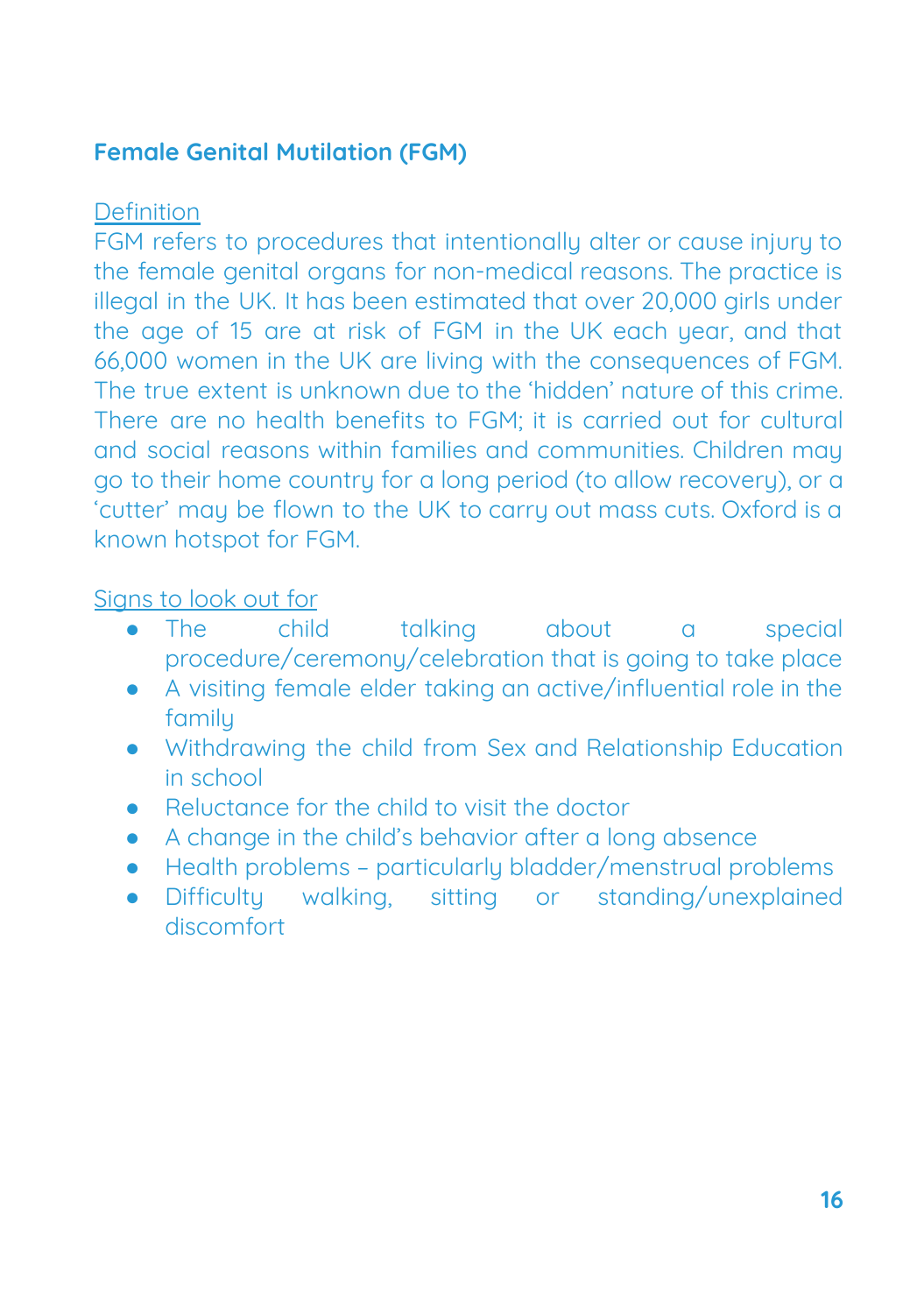## Female Genital Mutilation (FGM)

Definition

FGM refers to procedures that intentionally alter or cause injury to the female genital organs for non-medical reasons. The practice is illegal in the UK. It has been estimated that over 20,000 girls under the age of 15 are at risk of FGM in the UK each year, and that 66,000 women in the UK are living with the consequences of FGM. The true extent is unknown due to the 'hidden' nature of this crime. There are no health benefits to FGM; it is carried out for cultural and social reasons within families and communities. Children may go to their home country for a long period (to allow recovery), or a 'cutter' may be flown to the UK to carry out mass cuts. Oxford is a known hotspot for FGM.

Signs to look out for

- The child talking about a special procedure/ceremony/celebration that is going to take place
- A visiting female elder taking an active/influential role in the family
- Withdrawing the child from Sex and Relationship Education in school
- Reluctance for the child to visit the doctor
- A change in the child's behavior after a long absence
- Health problems – particularly bladder/menstrual problems
- Difficulty walking, sitting or standing/unexplained discomfort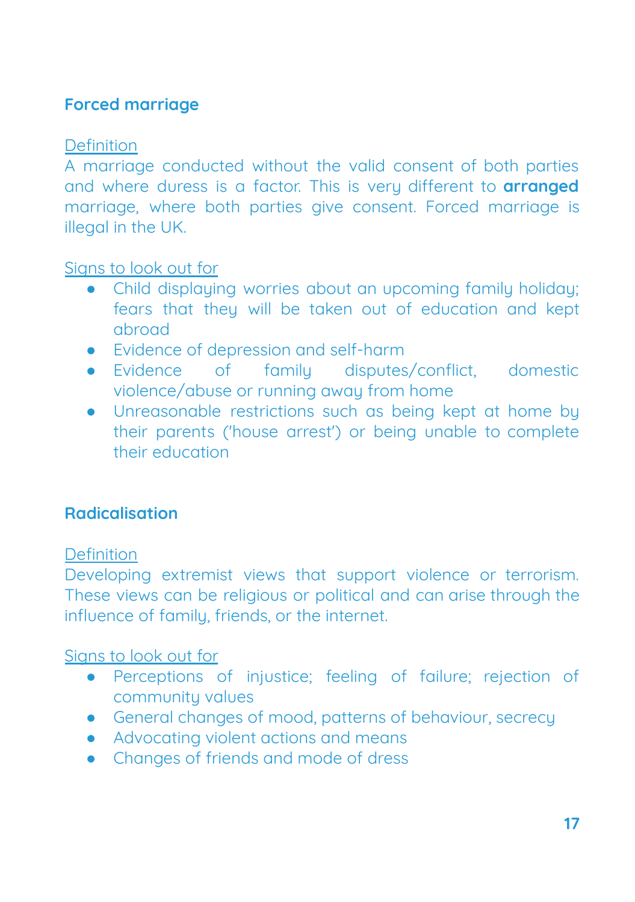## Forced marriage

Definition

A marriage conducted without the valid consent of both parties and where duress is a factor. This is very different to **arranged** marriage, where both parties give consent. Forced marriage is illegal in the UK.

Signs to look out for

- Child displaying worries about an upcoming family holiday; fears that they will be taken out of education and kept abroad
- Evidence of depression and self-harm
- Evidence of family disputes/conflict, domestic violence/abuse or running away from home
- Unreasonable restrictions such as being kept at home by their parents ('house arrest') or being unable to complete their education

## Radicalisation

Definition

Developing extremist views that support violence or terrorism. These views can be religious or political and can arise through the influence of family, friends, or the internet.

Signs to look out for

- Perceptions of injustice; feeling of failure; rejection of community values
- General changes of mood, patterns of behaviour, secrecy
- Advocating violent actions and means
- Changes of friends and mode of dress